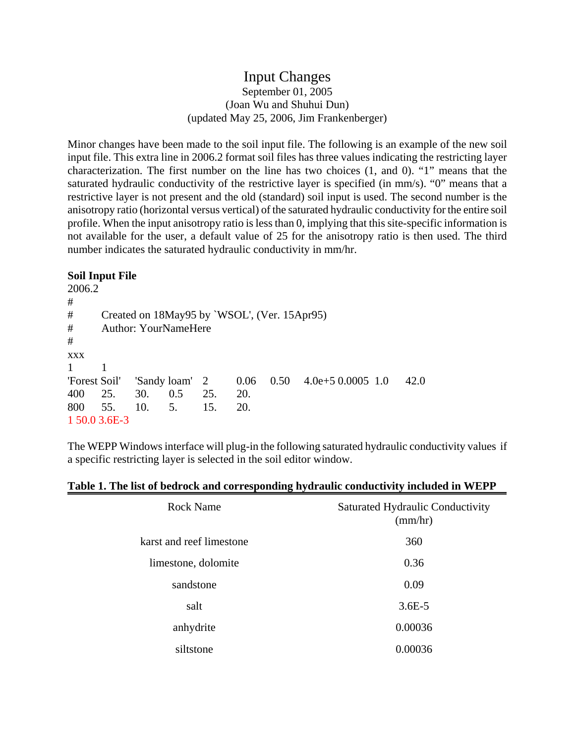# Input Changes

September 01, 2005
(Joan Wu and Shuhui Dun)
(updated May 25, 2006, Jim Frankenberger)

Minor changes have been made to the soil input file. The following is an example of the new soil input file. This extra line in 2006.2 format soil files has three values indicating the restricting layer characterization. The first number on the line has two choices (1, and 0). "1" means that the saturated hydraulic conductivity of the restrictive layer is specified (in mm/s). "0" means that a restrictive layer is not present and the old (standard) soil input is used. The second number is the anisotropy ratio (horizontal versus vertical) of the saturated hydraulic conductivity for the entire soil profile. When the input anisotropy ratio is less than 0, implying that this site-specific information is not available for the user, a default value of 25 for the anisotropy ratio is then used. The third number indicates the saturated hydraulic conductivity in mm/hr.

**Soil Input File**

```
2006.2
#
#       Created on 18May95 by `WSOL', (Ver. 15Apr95)
#       Author: YourNameHere
#
xxx
1       1
'Forest Soil'   'Sandy loam'   2      0.06    0.50    4.0e+5 0.0005  1.0     42.0
400     25.     30.     0.5     25.     20.
800     55.     10.     5.      15.     20.
1 50.0 3.6E-3
```

The WEPP Windows interface will plug-in the following saturated hydraulic conductivity values if a specific restricting layer is selected in the soil editor window.

**Table 1. The list of bedrock and corresponding hydraulic conductivity included in WEPP**

| Rock Name | Saturated Hydraulic Conductivity (mm/hr) |
|---|---|
| karst and reef limestone | 360 |
| limestone, dolomite | 0.36 |
| sandstone | 0.09 |
| salt | 3.6E-5 |
| anhydrite | 0.00036 |
| siltstone | 0.00036 |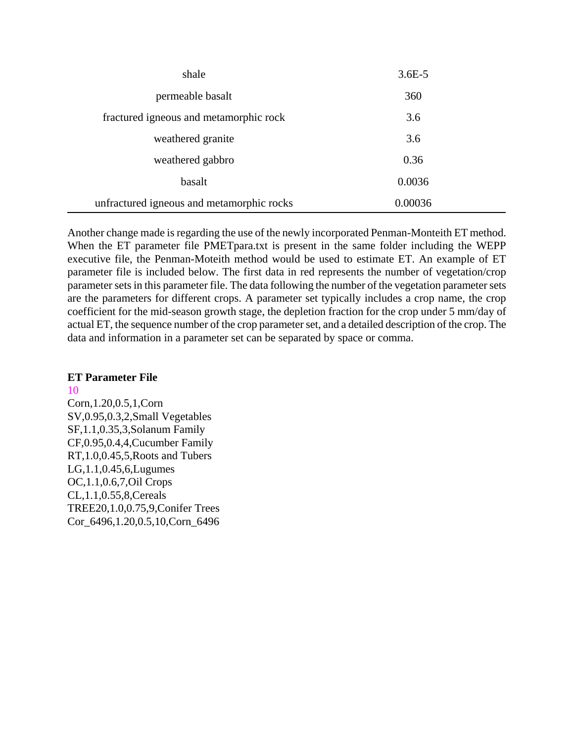| | |
|---|---|
| shale | 3.6E-5 |
| permeable basalt | 360 |
| fractured igneous and metamorphic rock | 3.6 |
| weathered granite | 3.6 |
| weathered gabbro | 0.36 |
| basalt | 0.0036 |
| unfractured igneous and metamorphic rocks | 0.00036 |

Another change made is regarding the use of the newly incorporated Penman-Monteith ET method. When the ET parameter file PMETpara.txt is present in the same folder including the WEPP executive file, the Penman-Moteith method would be used to estimate ET. An example of ET parameter file is included below. The first data in red represents the number of vegetation/crop parameter sets in this parameter file. The data following the number of the vegetation parameter sets are the parameters for different crops. A parameter set typically includes a crop name, the crop coefficient for the mid-season growth stage, the depletion fraction for the crop under 5 mm/day of actual ET, the sequence number of the crop parameter set, and a detailed description of the crop. The data and information in a parameter set can be separated by space or comma.

**ET Parameter File**

```
10
Corn,1.20,0.5,1,Corn
SV,0.95,0.3,2,Small Vegetables
SF,1.1,0.35,3,Solanum Family
CF,0.95,0.4,4,Cucumber Family
RT,1.0,0.45,5,Roots and Tubers
LG,1.1,0.45,6,Lugumes
OC,1.1,0.6,7,Oil Crops
CL,1.1,0.55,8,Cereals
TREE20,1.0,0.75,9,Conifer Trees
Cor_6496,1.20,0.5,10,Corn_6496
```